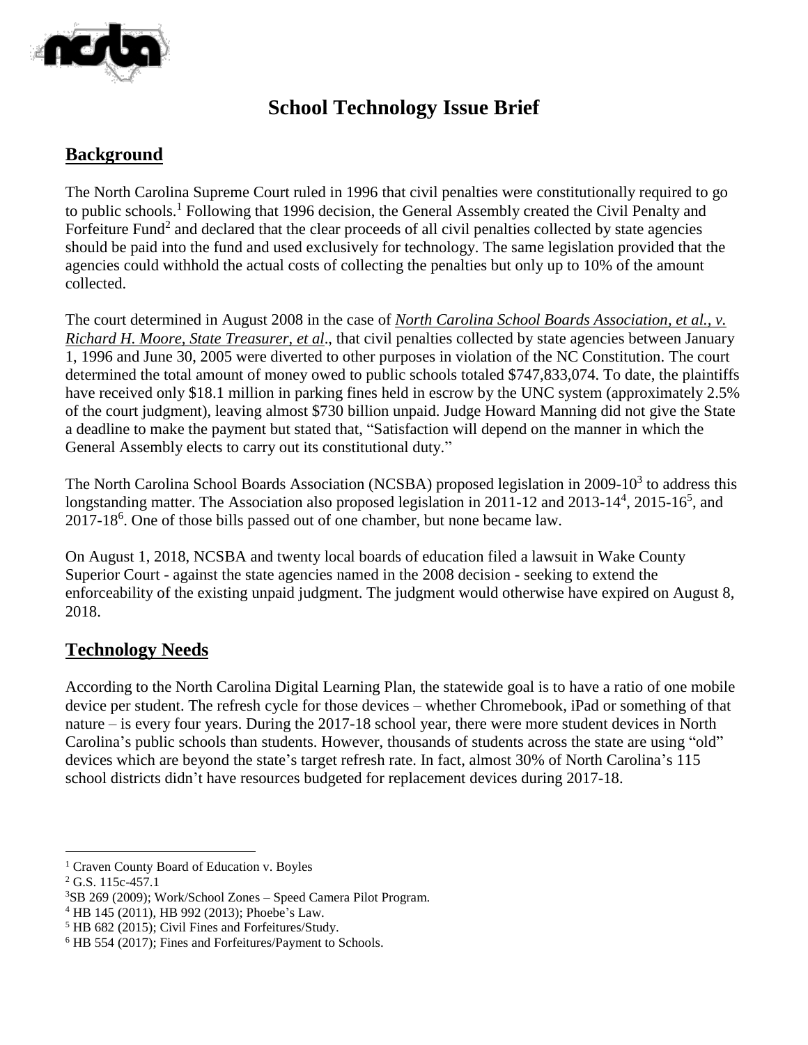# School Technology Issue Brief

## Background

The North Carolina Supreme Court ruled in 1996 that civil penalties were constitutionally required to go to public schools.[1] Following that 1996 decision, the General Assembly created the Civil Penalty and Forfeiture Fund[2] and declared that the clear proceeds of all civil penalties collected by state agencies should be paid into the fund and used exclusively for technology. The same legislation provided that the agencies could withhold the actual costs of collecting the penalties but only up to 10% of the amount collected.

The court determined in August 2008 in the case of *North Carolina School Boards Association, et al., v. Richard H. Moore, State Treasurer, et al*., that civil penalties collected by state agencies between January 1, 1996 and June 30, 2005 were diverted to other purposes in violation of the NC Constitution. The court determined the total amount of money owed to public schools totaled $747,833,074. To date, the plaintiffs have received only $18.1 million in parking fines held in escrow by the UNC system (approximately 2.5% of the court judgment), leaving almost $730 billion unpaid. Judge Howard Manning did not give the State a deadline to make the payment but stated that, "Satisfaction will depend on the manner in which the General Assembly elects to carry out its constitutional duty."

The North Carolina School Boards Association (NCSBA) proposed legislation in 2009-10[3] to address this longstanding matter. The Association also proposed legislation in 2011-12 and 2013-14[4], 2015-16[5], and 2017-18[6]. One of those bills passed out of one chamber, but none became law.

On August 1, 2018, NCSBA and twenty local boards of education filed a lawsuit in Wake County Superior Court - against the state agencies named in the 2008 decision - seeking to extend the enforceability of the existing unpaid judgment. The judgment would otherwise have expired on August 8, 2018.

## Technology Needs

According to the North Carolina Digital Learning Plan, the statewide goal is to have a ratio of one mobile device per student. The refresh cycle for those devices – whether Chromebook, iPad or something of that nature – is every four years. During the 2017-18 school year, there were more student devices in North Carolina's public schools than students. However, thousands of students across the state are using "old" devices which are beyond the state's target refresh rate. In fact, almost 30% of North Carolina's 115 school districts didn't have resources budgeted for replacement devices during 2017-18.

---

[1] Craven County Board of Education v. Boyles

[2] G.S. 115c-457.1

[3] SB 269 (2009); Work/School Zones – Speed Camera Pilot Program.

[4] HB 145 (2011), HB 992 (2013); Phoebe's Law.

[5] HB 682 (2015); Civil Fines and Forfeitures/Study.

[6] HB 554 (2017); Fines and Forfeitures/Payment to Schools.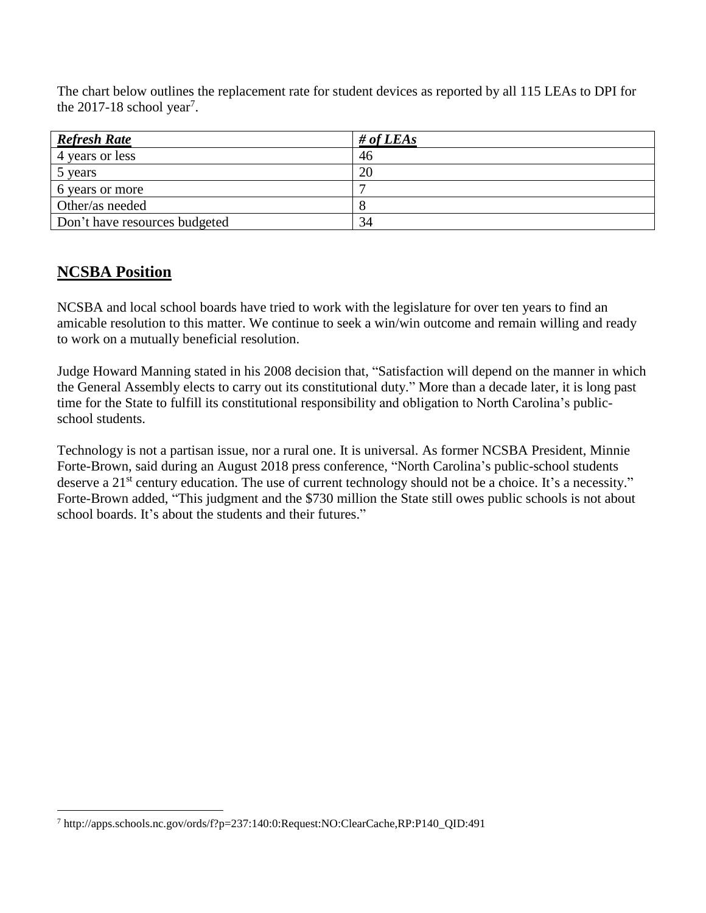The chart below outlines the replacement rate for student devices as reported by all 115 LEAs to DPI for the 2017-18 school year[7].

| ***Refresh Rate*** | ***# of LEAs*** |
|---|---|
| 4 years or less | 46 |
| 5 years | 20 |
| 6 years or more | 7 |
| Other/as needed | 8 |
| Don't have resources budgeted | 34 |

## NCSBA Position

NCSBA and local school boards have tried to work with the legislature for over ten years to find an amicable resolution to this matter. We continue to seek a win/win outcome and remain willing and ready to work on a mutually beneficial resolution.

Judge Howard Manning stated in his 2008 decision that, "Satisfaction will depend on the manner in which the General Assembly elects to carry out its constitutional duty." More than a decade later, it is long past time for the State to fulfill its constitutional responsibility and obligation to North Carolina's public-school students.

Technology is not a partisan issue, nor a rural one. It is universal. As former NCSBA President, Minnie Forte-Brown, said during an August 2018 press conference, "North Carolina's public-school students deserve a 21st century education. The use of current technology should not be a choice. It's a necessity." Forte-Brown added, "This judgment and the $730 million the State still owes public schools is not about school boards. It's about the students and their futures."

[7] http://apps.schools.nc.gov/ords/f?p=237:140:0:Request:NO:ClearCache,RP:P140_QID:491